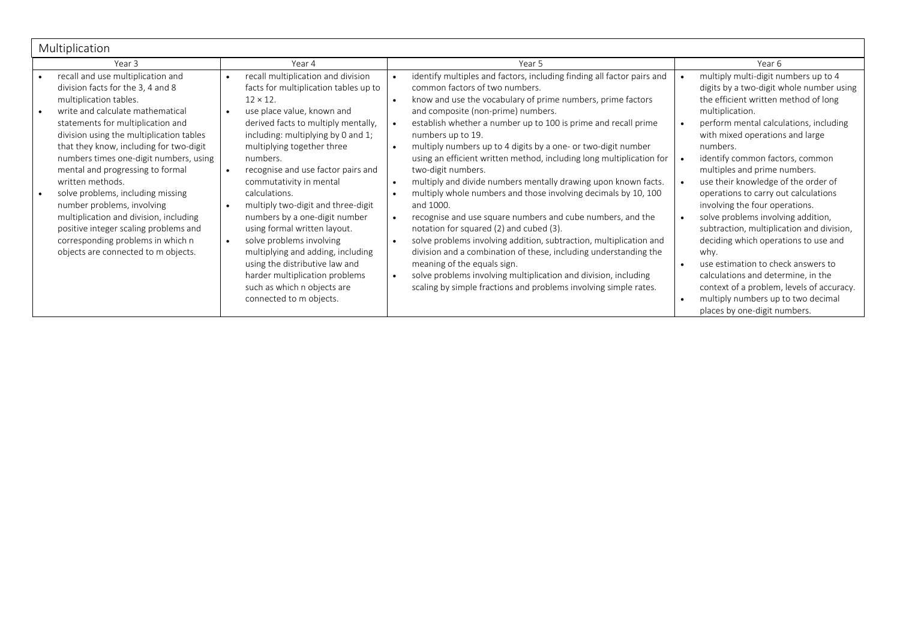## Multiplication

| Year 3 | Year 4 | Year 5 | Year 6 |
|---|---|---|---|
| • recall and use multiplication and division facts for the 3, 4 and 8 multiplication tables.<br>• write and calculate mathematical statements for multiplication and division using the multiplication tables that they know, including for two-digit numbers times one-digit numbers, using mental and progressing to formal written methods.<br>• solve problems, including missing number problems, involving multiplication and division, including positive integer scaling problems and corresponding problems in which n objects are connected to m objects. | • recall multiplication and division facts for multiplication tables up to 12 × 12.<br>• use place value, known and derived facts to multiply mentally, including: multiplying by 0 and 1; multiplying together three numbers.<br>• recognise and use factor pairs and commutativity in mental calculations.<br>• multiply two-digit and three-digit numbers by a one-digit number using formal written layout.<br>• solve problems involving multiplying and adding, including using the distributive law and harder multiplication problems such as which n objects are connected to m objects. | • identify multiples and factors, including finding all factor pairs and common factors of two numbers.<br>• know and use the vocabulary of prime numbers, prime factors and composite (non-prime) numbers.<br>• establish whether a number up to 100 is prime and recall prime numbers up to 19.<br>• multiply numbers up to 4 digits by a one- or two-digit number using an efficient written method, including long multiplication for two-digit numbers.<br>• multiply and divide numbers mentally drawing upon known facts.<br>• multiply whole numbers and those involving decimals by 10, 100 and 1000.<br>• recognise and use square numbers and cube numbers, and the notation for squared (2) and cubed (3).<br>• solve problems involving addition, subtraction, multiplication and division and a combination of these, including understanding the meaning of the equals sign.<br>• solve problems involving multiplication and division, including scaling by simple fractions and problems involving simple rates. | • multiply multi-digit numbers up to 4 digits by a two-digit whole number using the efficient written method of long multiplication.<br>• perform mental calculations, including with mixed operations and large numbers.<br>• identify common factors, common multiples and prime numbers.<br>• use their knowledge of the order of operations to carry out calculations involving the four operations.<br>• solve problems involving addition, subtraction, multiplication and division, deciding which operations to use and why.<br>• use estimation to check answers to calculations and determine, in the context of a problem, levels of accuracy.<br>• multiply numbers up to two decimal places by one-digit numbers. |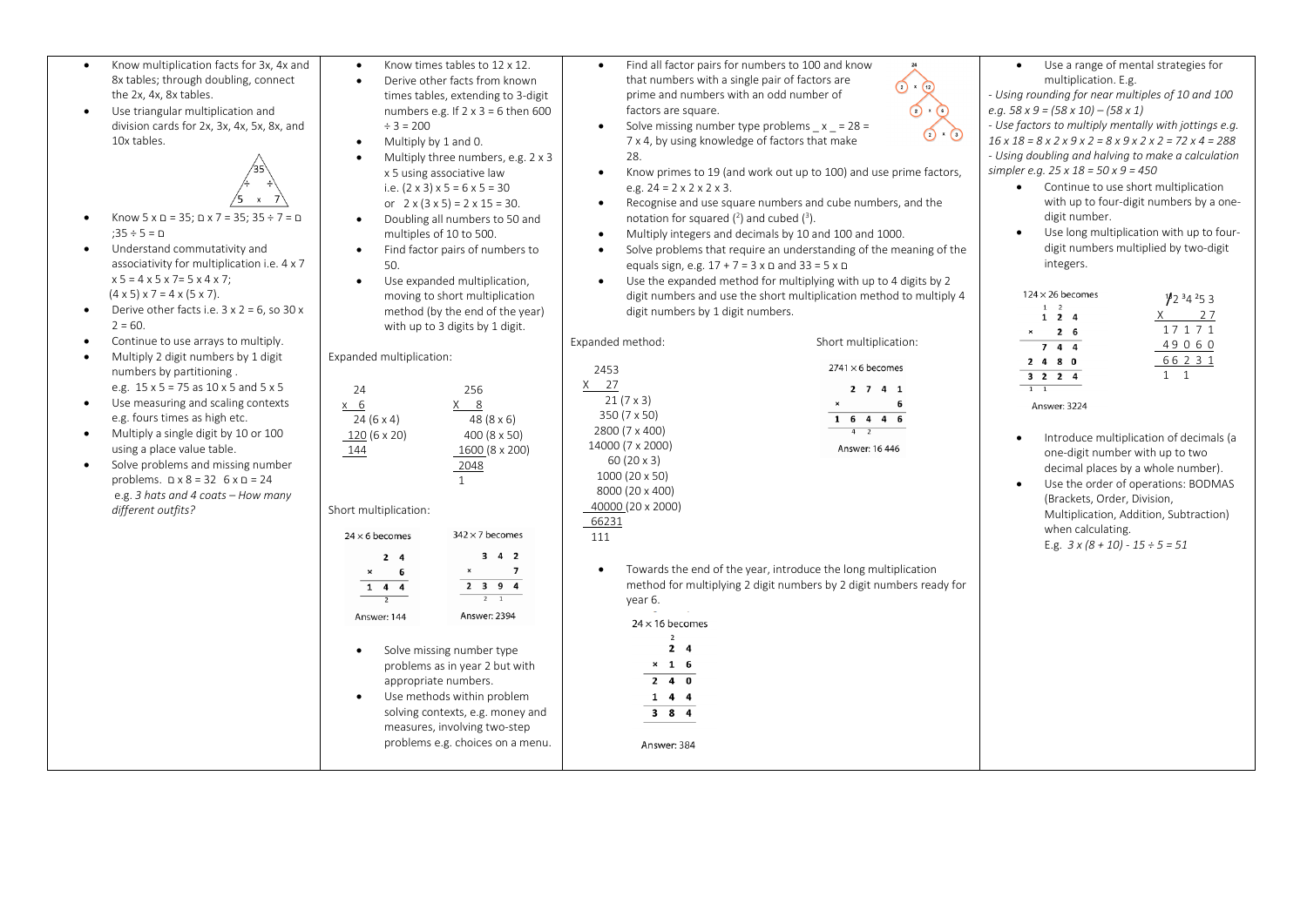- Know multiplication facts for 3x, 4x and 8x tables; through doubling, connect the 2x, 4x, 8x tables.
- Use triangular multiplication and division cards for 2x, 3x, 4x, 5x, 8x, and 10x tables.

35
÷ ÷
5 x 7

- Know 5 x □ = 35; □ x 7 = 35; 35 ÷ 7 = □ ;35 ÷ 5 = □
- Understand commutativity and associativity for multiplication i.e. 4 x 7 x 5 = 4 x 5 x 7= 5 x 4 x 7; (4 x 5) x 7 = 4 x (5 x 7).
- Derive other facts i.e. 3 x 2 = 6, so 30 x 2 = 60.
- Continue to use arrays to multiply.
- Multiply 2 digit numbers by 1 digit numbers by partitioning . e.g. 15 x 5 = 75 as 10 x 5 and 5 x 5
- Use measuring and scaling contexts e.g. fours times as high etc.
- Multiply a single digit by 10 or 100 using a place value table.
- Solve problems and missing number problems. □ x 8 = 32 6 x □ = 24 e.g. *3 hats and 4 coats – How many different outfits?*

---

- Know times tables to 12 x 12.
- Derive other facts from known times tables, extending to 3-digit numbers e.g. If 2 x 3 = 6 then 600 ÷ 3 = 200
- Multiply by 1 and 0.
- Multiply three numbers, e.g. 2 x 3 x 5 using associative law i.e. (2 x 3) x 5 = 6 x 5 = 30 or 2 x (3 x 5) = 2 x 15 = 30.
- Doubling all numbers to 50 and multiples of 10 to 500.
- Find factor pairs of numbers to 50.
- Use expanded multiplication, moving to short multiplication method (by the end of the year) with up to 3 digits by 1 digit.

Expanded multiplication:

```
 24              256
x 6            X   8
 24 (6 x 4)      48 (8 x 6)
120 (6 x 20)    400 (8 x 50)
144            1600 (8 x 200)
               2048
                 1
```

Short multiplication:

24 × 6 becomes

```
    2 4
 ×    6
  1 4 4
    2
```

Answer: 144

342 × 7 becomes

```
    3 4 2
 ×      7
  2 3 9 4
    2 1
```

Answer: 2394

- Solve missing number type problems as in year 2 but with appropriate numbers.
- Use methods within problem solving contexts, e.g. money and measures, involving two-step problems e.g. choices on a menu.

---

- Find all factor pairs for numbers to 100 and know that numbers with a single pair of factors are prime and numbers with an odd number of factors are square.

24
2 × 12
2 × 6
2 × 3

- Solve missing number type problems _ x _ = 28 = 7 x 4, by using knowledge of factors that make 28.
- Know primes to 19 (and work out up to 100) and use prime factors, e.g. 24 = 2 x 2 x 2 x 3.
- Recognise and use square numbers and cube numbers, and the notation for squared ($^2$) and cubed ($^3$).
- Multiply integers and decimals by 10 and 100 and 1000.
- Solve problems that require an understanding of the meaning of the equals sign, e.g. 17 + 7 = 3 x □ and 33 = 5 x □
- Use the expanded method for multiplying with up to 4 digits by 2 digit numbers and use the short multiplication method to multiply 4 digit numbers by 1 digit numbers.

Expanded method:

```
  2453
X   27
    21 (7 x 3)
   350 (7 x 50)
  2800 (7 x 400)
 14000 (7 x 2000)
    60 (20 x 3)
  1000 (20 x 50)
  8000 (20 x 400)
 40000 (20 x 2000)
 66231
   111
```

Short multiplication:

2741 × 6 becomes

```
    2 7 4 1
 ×        6
  1 6 4 4 6
    4   2
```

Answer: 16 446

- Towards the end of the year, introduce the long multiplication method for multiplying 2 digit numbers by 2 digit numbers ready for year 6.

24 × 16 becomes

```
    2
    2 4
 ×  1 6
  2 4 0
  1 4 4
  3 8 4
```

Answer: 384

---

- Use a range of mental strategies for multiplication. E.g.

*- Using rounding for near multiples of 10 and 100 e.g. 58 x 9 = (58 x 10) – (58 x 1)*
*- Use factors to multiply mentally with jottings e.g. 16 x 18 = 8 x 2 x 9 x 2 = 8 x 9 x 2 x 2 = 72 x 4 = 288*
*- Using doubling and halving to make a calculation simpler e.g. 25 x 18 = 50 x 9 = 450*

- Continue to use short multiplication with up to four-digit numbers by a one-digit number.
- Use long multiplication with up to four-digit numbers multiplied by two-digit integers.

124 × 26 becomes

```
    1 2
    1 2 4
 ×    2 6
    7 4 4
  2 4 8 0
  3 2 2 4
  1 1
```

Answer: 3224

```
  ¹2 ³4 ²5 3
X         2 7
  1 7 1 7 1
  4 9 0 6 0
  6 6 2 3 1
  1   1
```

- Introduce multiplication of decimals (a one-digit number with up to two decimal places by a whole number).
- Use the order of operations: BODMAS (Brackets, Order, Division, Multiplication, Addition, Subtraction) when calculating.
  E.g. *3 x (8 + 10) - 15 ÷ 5 = 51*